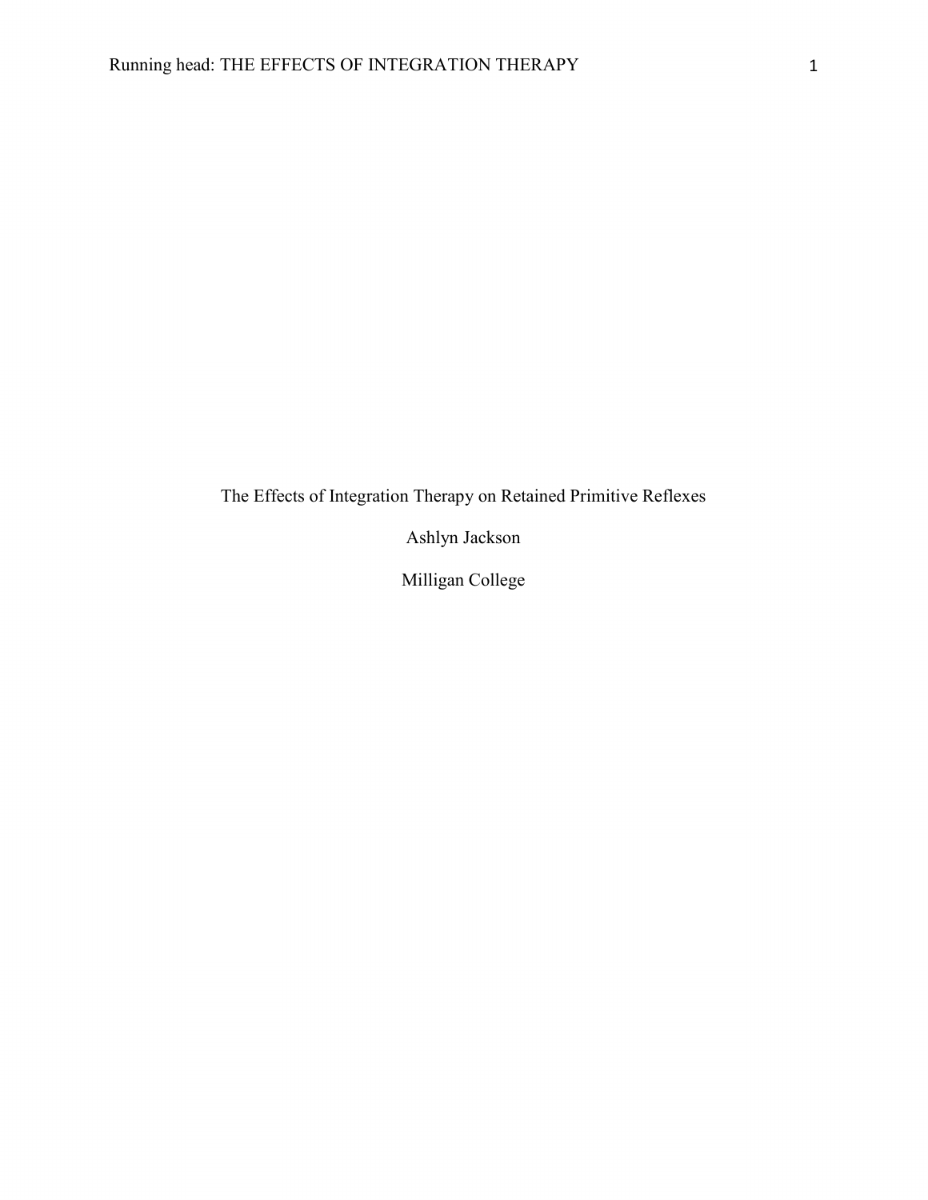# The Effects of Integration Therapy on Retained Primitive Reflexes

Ashlyn Jackson

Milligan College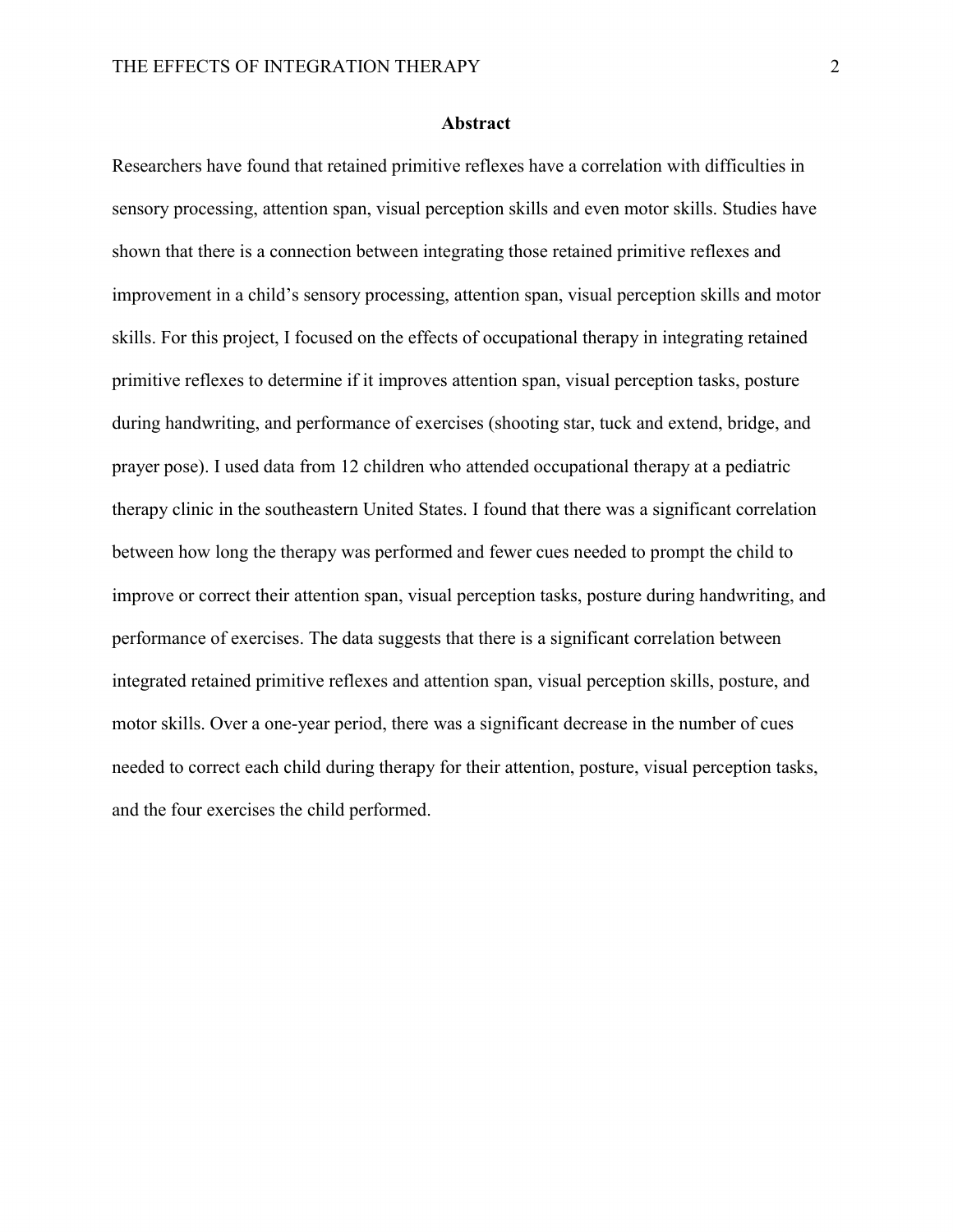## Abstract

Researchers have found that retained primitive reflexes have a correlation with difficulties in sensory processing, attention span, visual perception skills and even motor skills. Studies have shown that there is a connection between integrating those retained primitive reflexes and improvement in a child's sensory processing, attention span, visual perception skills and motor skills. For this project, I focused on the effects of occupational therapy in integrating retained primitive reflexes to determine if it improves attention span, visual perception tasks, posture during handwriting, and performance of exercises (shooting star, tuck and extend, bridge, and prayer pose). I used data from 12 children who attended occupational therapy at a pediatric therapy clinic in the southeastern United States. I found that there was a significant correlation between how long the therapy was performed and fewer cues needed to prompt the child to improve or correct their attention span, visual perception tasks, posture during handwriting, and performance of exercises. The data suggests that there is a significant correlation between integrated retained primitive reflexes and attention span, visual perception skills, posture, and motor skills. Over a one-year period, there was a significant decrease in the number of cues needed to correct each child during therapy for their attention, posture, visual perception tasks, and the four exercises the child performed.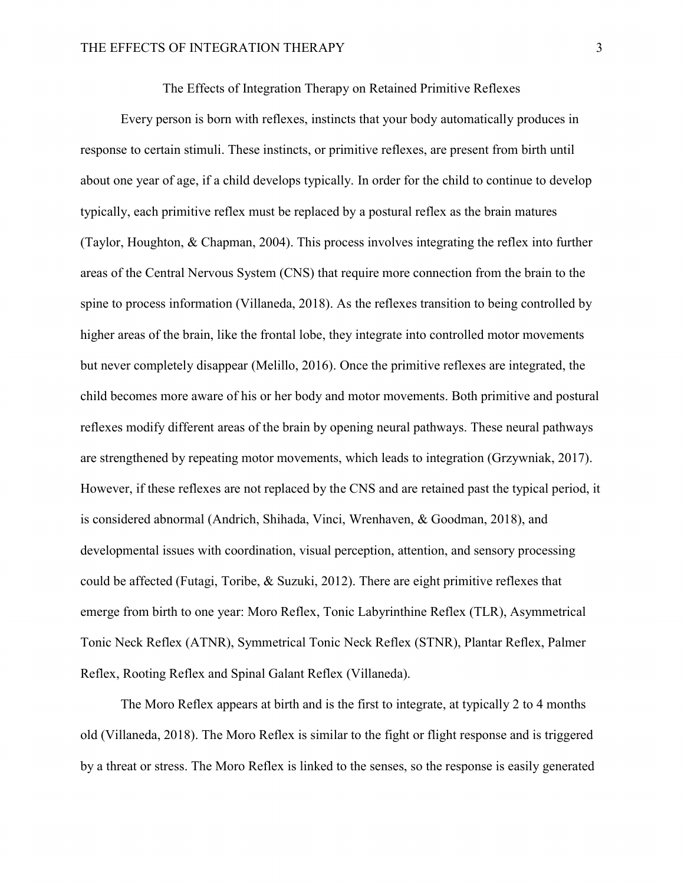# The Effects of Integration Therapy on Retained Primitive Reflexes

Every person is born with reflexes, instincts that your body automatically produces in response to certain stimuli. These instincts, or primitive reflexes, are present from birth until about one year of age, if a child develops typically. In order for the child to continue to develop typically, each primitive reflex must be replaced by a postural reflex as the brain matures (Taylor, Houghton, & Chapman, 2004). This process involves integrating the reflex into further areas of the Central Nervous System (CNS) that require more connection from the brain to the spine to process information (Villaneda, 2018). As the reflexes transition to being controlled by higher areas of the brain, like the frontal lobe, they integrate into controlled motor movements but never completely disappear (Melillo, 2016). Once the primitive reflexes are integrated, the child becomes more aware of his or her body and motor movements. Both primitive and postural reflexes modify different areas of the brain by opening neural pathways. These neural pathways are strengthened by repeating motor movements, which leads to integration (Grzywniak, 2017). However, if these reflexes are not replaced by the CNS and are retained past the typical period, it is considered abnormal (Andrich, Shihada, Vinci, Wrenhaven, & Goodman, 2018), and developmental issues with coordination, visual perception, attention, and sensory processing could be affected (Futagi, Toribe, & Suzuki, 2012). There are eight primitive reflexes that emerge from birth to one year: Moro Reflex, Tonic Labyrinthine Reflex (TLR), Asymmetrical Tonic Neck Reflex (ATNR), Symmetrical Tonic Neck Reflex (STNR), Plantar Reflex, Palmer Reflex, Rooting Reflex and Spinal Galant Reflex (Villaneda).

The Moro Reflex appears at birth and is the first to integrate, at typically 2 to 4 months old (Villaneda, 2018). The Moro Reflex is similar to the fight or flight response and is triggered by a threat or stress. The Moro Reflex is linked to the senses, so the response is easily generated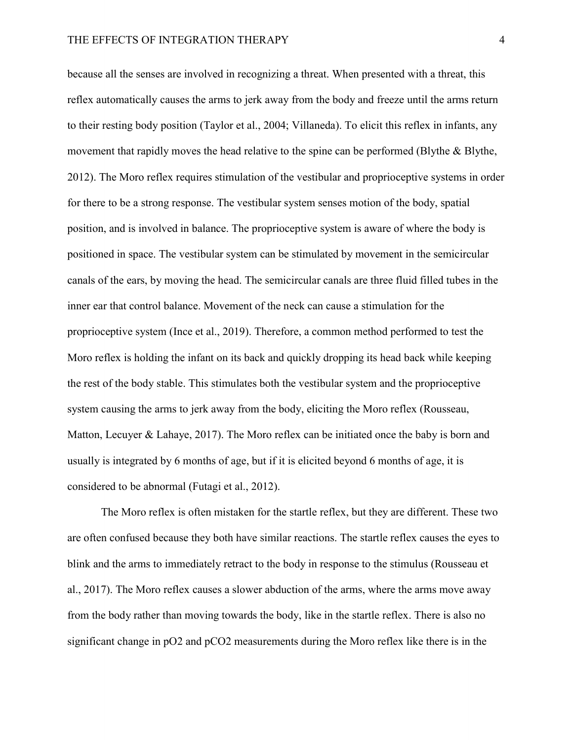because all the senses are involved in recognizing a threat. When presented with a threat, this reflex automatically causes the arms to jerk away from the body and freeze until the arms return to their resting body position (Taylor et al., 2004; Villaneda). To elicit this reflex in infants, any movement that rapidly moves the head relative to the spine can be performed (Blythe & Blythe, 2012). The Moro reflex requires stimulation of the vestibular and proprioceptive systems in order for there to be a strong response. The vestibular system senses motion of the body, spatial position, and is involved in balance. The proprioceptive system is aware of where the body is positioned in space. The vestibular system can be stimulated by movement in the semicircular canals of the ears, by moving the head. The semicircular canals are three fluid filled tubes in the inner ear that control balance. Movement of the neck can cause a stimulation for the proprioceptive system (Ince et al., 2019). Therefore, a common method performed to test the Moro reflex is holding the infant on its back and quickly dropping its head back while keeping the rest of the body stable. This stimulates both the vestibular system and the proprioceptive system causing the arms to jerk away from the body, eliciting the Moro reflex (Rousseau, Matton, Lecuyer & Lahaye, 2017). The Moro reflex can be initiated once the baby is born and usually is integrated by 6 months of age, but if it is elicited beyond 6 months of age, it is considered to be abnormal (Futagi et al., 2012).

The Moro reflex is often mistaken for the startle reflex, but they are different. These two are often confused because they both have similar reactions. The startle reflex causes the eyes to blink and the arms to immediately retract to the body in response to the stimulus (Rousseau et al., 2017). The Moro reflex causes a slower abduction of the arms, where the arms move away from the body rather than moving towards the body, like in the startle reflex. There is also no significant change in $pO_2$ and $pCO_2$ measurements during the Moro reflex like there is in the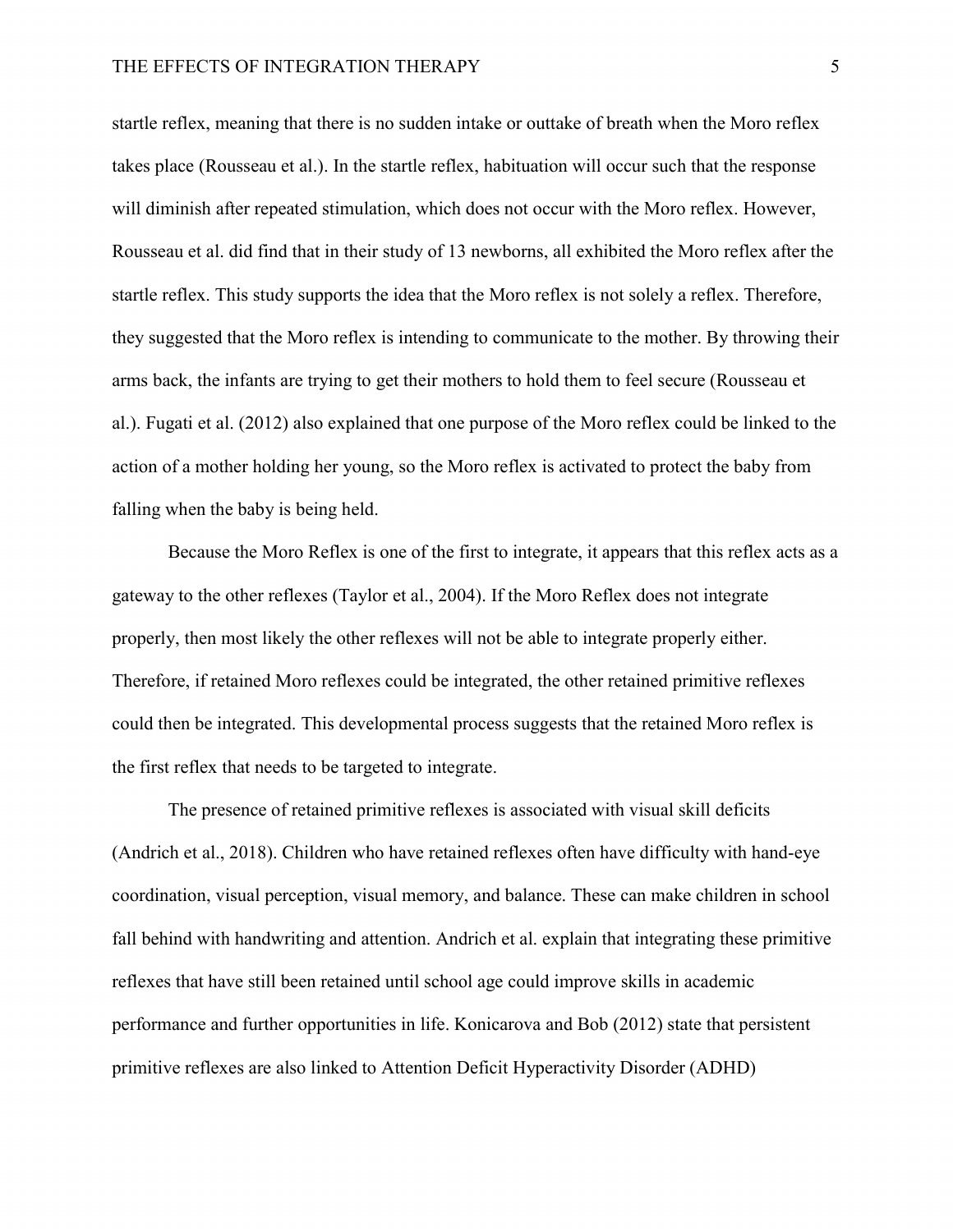startle reflex, meaning that there is no sudden intake or outtake of breath when the Moro reflex takes place (Rousseau et al.). In the startle reflex, habituation will occur such that the response will diminish after repeated stimulation, which does not occur with the Moro reflex. However, Rousseau et al. did find that in their study of 13 newborns, all exhibited the Moro reflex after the startle reflex. This study supports the idea that the Moro reflex is not solely a reflex. Therefore, they suggested that the Moro reflex is intending to communicate to the mother. By throwing their arms back, the infants are trying to get their mothers to hold them to feel secure (Rousseau et al.). Fugati et al. (2012) also explained that one purpose of the Moro reflex could be linked to the action of a mother holding her young, so the Moro reflex is activated to protect the baby from falling when the baby is being held.

Because the Moro Reflex is one of the first to integrate, it appears that this reflex acts as a gateway to the other reflexes (Taylor et al., 2004). If the Moro Reflex does not integrate properly, then most likely the other reflexes will not be able to integrate properly either. Therefore, if retained Moro reflexes could be integrated, the other retained primitive reflexes could then be integrated. This developmental process suggests that the retained Moro reflex is the first reflex that needs to be targeted to integrate.

The presence of retained primitive reflexes is associated with visual skill deficits (Andrich et al., 2018). Children who have retained reflexes often have difficulty with hand-eye coordination, visual perception, visual memory, and balance. These can make children in school fall behind with handwriting and attention. Andrich et al. explain that integrating these primitive reflexes that have still been retained until school age could improve skills in academic performance and further opportunities in life. Konicarova and Bob (2012) state that persistent primitive reflexes are also linked to Attention Deficit Hyperactivity Disorder (ADHD)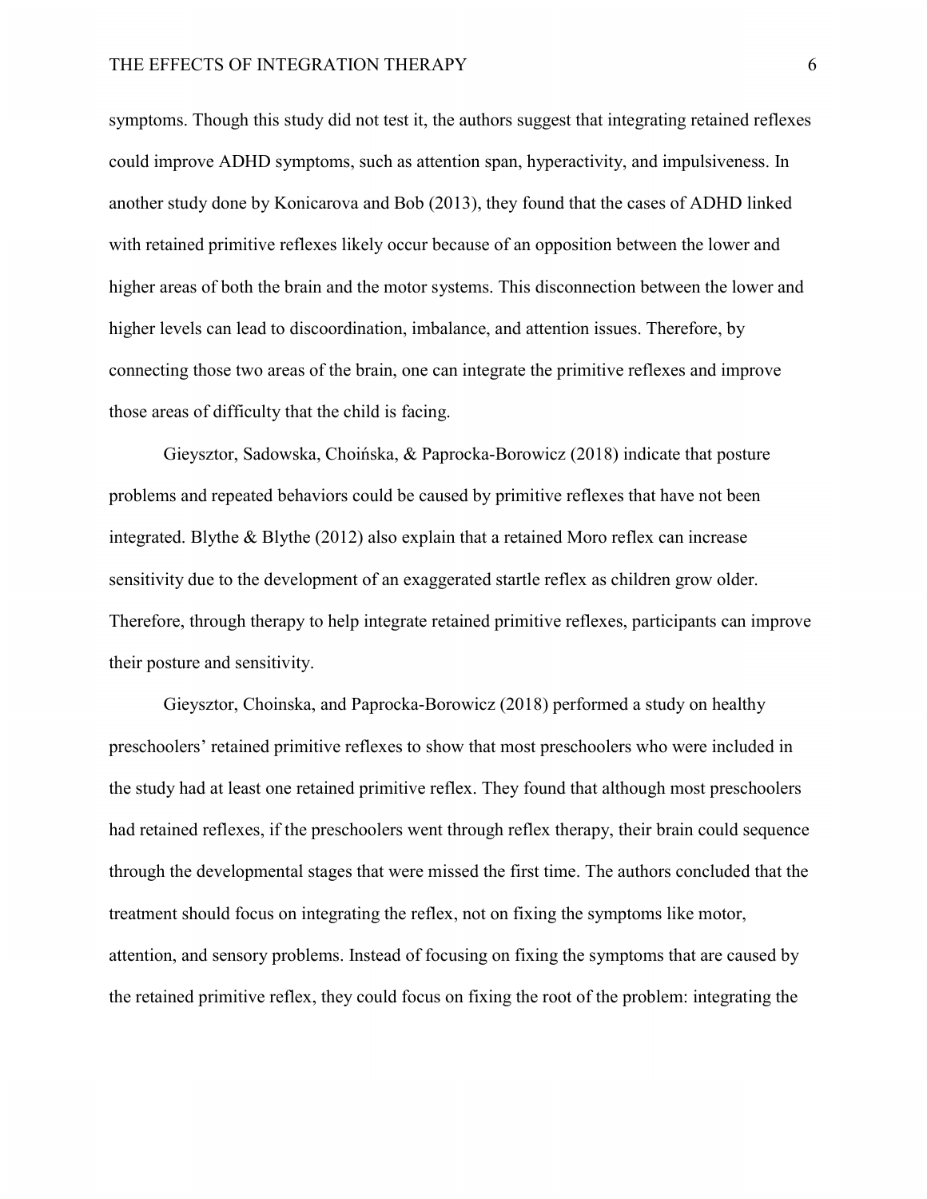symptoms. Though this study did not test it, the authors suggest that integrating retained reflexes could improve ADHD symptoms, such as attention span, hyperactivity, and impulsiveness. In another study done by Konicarova and Bob (2013), they found that the cases of ADHD linked with retained primitive reflexes likely occur because of an opposition between the lower and higher areas of both the brain and the motor systems. This disconnection between the lower and higher levels can lead to discoordination, imbalance, and attention issues. Therefore, by connecting those two areas of the brain, one can integrate the primitive reflexes and improve those areas of difficulty that the child is facing.

Gieysztor, Sadowska, Choińska, & Paprocka-Borowicz (2018) indicate that posture problems and repeated behaviors could be caused by primitive reflexes that have not been integrated. Blythe & Blythe (2012) also explain that a retained Moro reflex can increase sensitivity due to the development of an exaggerated startle reflex as children grow older. Therefore, through therapy to help integrate retained primitive reflexes, participants can improve their posture and sensitivity.

Gieysztor, Choinska, and Paprocka-Borowicz (2018) performed a study on healthy preschoolers' retained primitive reflexes to show that most preschoolers who were included in the study had at least one retained primitive reflex. They found that although most preschoolers had retained reflexes, if the preschoolers went through reflex therapy, their brain could sequence through the developmental stages that were missed the first time. The authors concluded that the treatment should focus on integrating the reflex, not on fixing the symptoms like motor, attention, and sensory problems. Instead of focusing on fixing the symptoms that are caused by the retained primitive reflex, they could focus on fixing the root of the problem: integrating the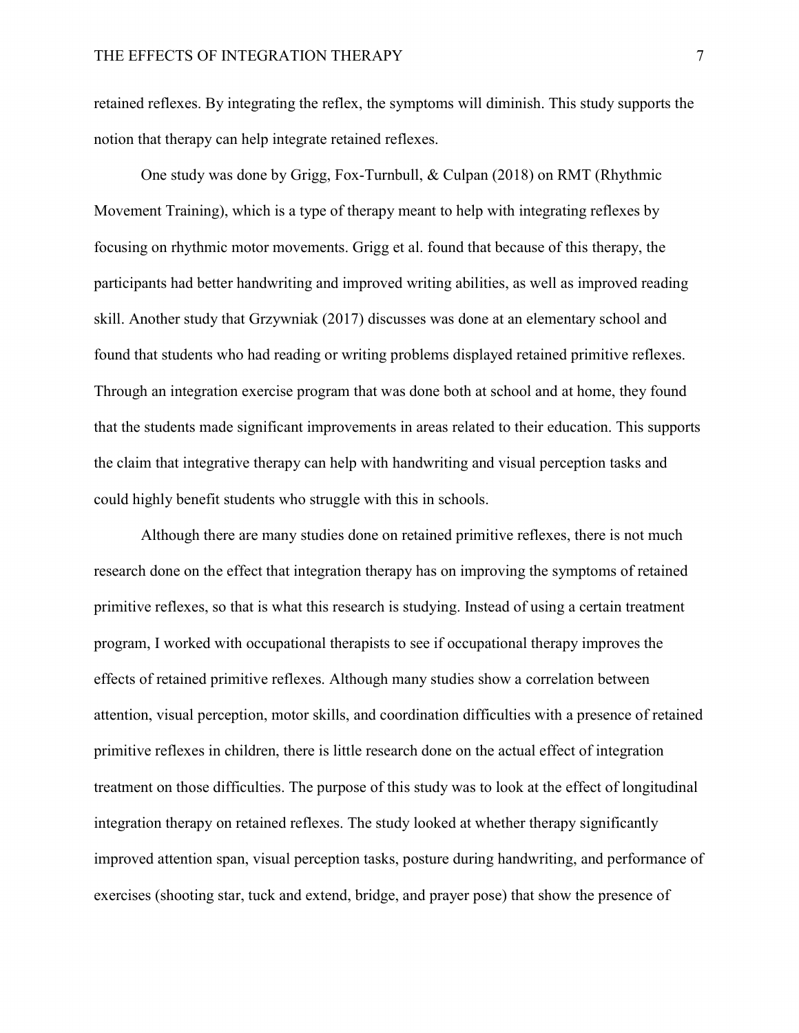retained reflexes. By integrating the reflex, the symptoms will diminish. This study supports the notion that therapy can help integrate retained reflexes.

One study was done by Grigg, Fox-Turnbull, & Culpan (2018) on RMT (Rhythmic Movement Training), which is a type of therapy meant to help with integrating reflexes by focusing on rhythmic motor movements. Grigg et al. found that because of this therapy, the participants had better handwriting and improved writing abilities, as well as improved reading skill. Another study that Grzywniak (2017) discusses was done at an elementary school and found that students who had reading or writing problems displayed retained primitive reflexes. Through an integration exercise program that was done both at school and at home, they found that the students made significant improvements in areas related to their education. This supports the claim that integrative therapy can help with handwriting and visual perception tasks and could highly benefit students who struggle with this in schools.

Although there are many studies done on retained primitive reflexes, there is not much research done on the effect that integration therapy has on improving the symptoms of retained primitive reflexes, so that is what this research is studying. Instead of using a certain treatment program, I worked with occupational therapists to see if occupational therapy improves the effects of retained primitive reflexes. Although many studies show a correlation between attention, visual perception, motor skills, and coordination difficulties with a presence of retained primitive reflexes in children, there is little research done on the actual effect of integration treatment on those difficulties. The purpose of this study was to look at the effect of longitudinal integration therapy on retained reflexes. The study looked at whether therapy significantly improved attention span, visual perception tasks, posture during handwriting, and performance of exercises (shooting star, tuck and extend, bridge, and prayer pose) that show the presence of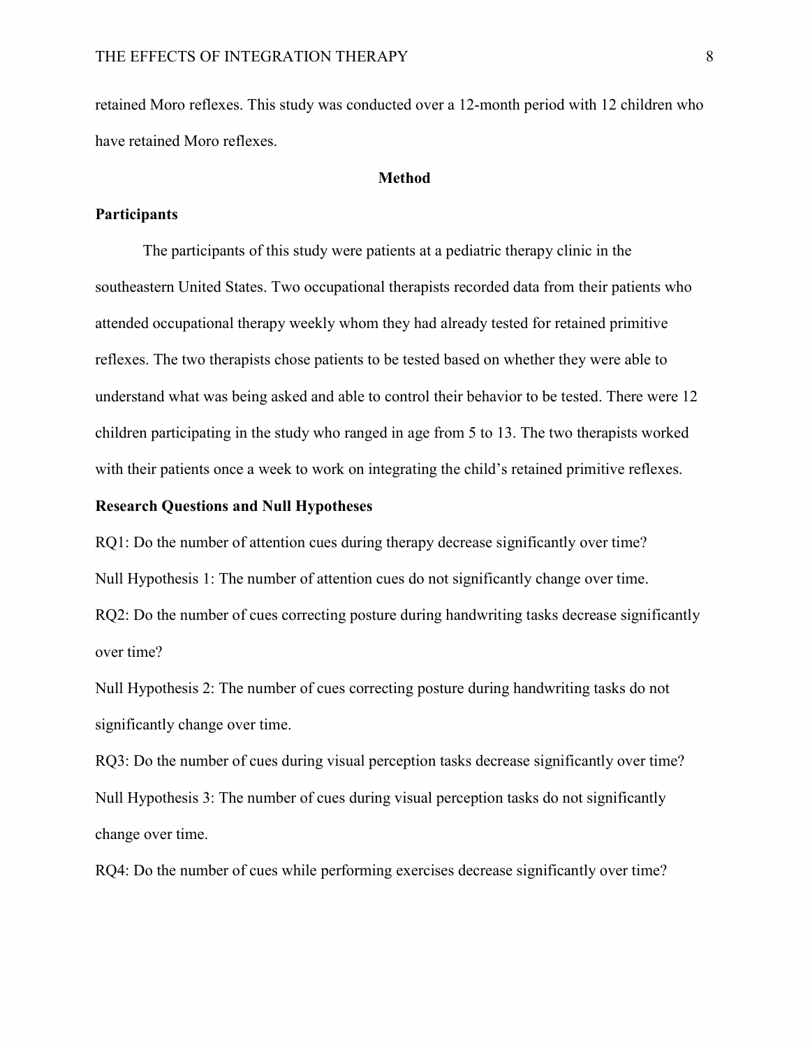retained Moro reflexes. This study was conducted over a 12-month period with 12 children who have retained Moro reflexes.

## Method

### Participants

The participants of this study were patients at a pediatric therapy clinic in the southeastern United States. Two occupational therapists recorded data from their patients who attended occupational therapy weekly whom they had already tested for retained primitive reflexes. The two therapists chose patients to be tested based on whether they were able to understand what was being asked and able to control their behavior to be tested. There were 12 children participating in the study who ranged in age from 5 to 13. The two therapists worked with their patients once a week to work on integrating the child's retained primitive reflexes.

### Research Questions and Null Hypotheses

RQ1: Do the number of attention cues during therapy decrease significantly over time?

Null Hypothesis 1: The number of attention cues do not significantly change over time.

RQ2: Do the number of cues correcting posture during handwriting tasks decrease significantly over time?

Null Hypothesis 2: The number of cues correcting posture during handwriting tasks do not significantly change over time.

RQ3: Do the number of cues during visual perception tasks decrease significantly over time?

Null Hypothesis 3: The number of cues during visual perception tasks do not significantly change over time.

RQ4: Do the number of cues while performing exercises decrease significantly over time?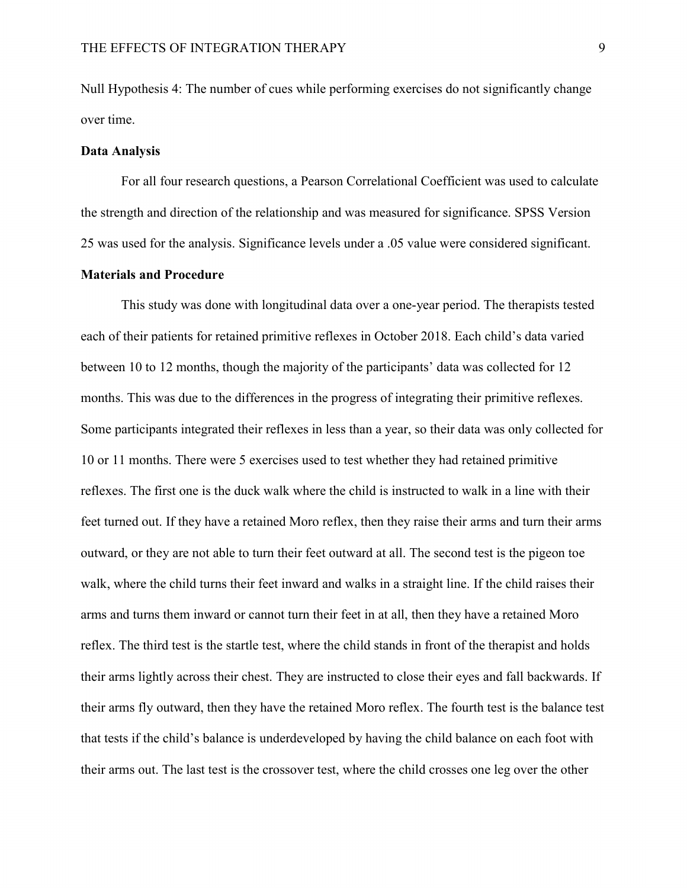Null Hypothesis 4: The number of cues while performing exercises do not significantly change over time.

### Data Analysis

For all four research questions, a Pearson Correlational Coefficient was used to calculate the strength and direction of the relationship and was measured for significance. SPSS Version 25 was used for the analysis. Significance levels under a .05 value were considered significant.

### Materials and Procedure

This study was done with longitudinal data over a one-year period. The therapists tested each of their patients for retained primitive reflexes in October 2018. Each child's data varied between 10 to 12 months, though the majority of the participants' data was collected for 12 months. This was due to the differences in the progress of integrating their primitive reflexes. Some participants integrated their reflexes in less than a year, so their data was only collected for 10 or 11 months. There were 5 exercises used to test whether they had retained primitive reflexes. The first one is the duck walk where the child is instructed to walk in a line with their feet turned out. If they have a retained Moro reflex, then they raise their arms and turn their arms outward, or they are not able to turn their feet outward at all. The second test is the pigeon toe walk, where the child turns their feet inward and walks in a straight line. If the child raises their arms and turns them inward or cannot turn their feet in at all, then they have a retained Moro reflex. The third test is the startle test, where the child stands in front of the therapist and holds their arms lightly across their chest. They are instructed to close their eyes and fall backwards. If their arms fly outward, then they have the retained Moro reflex. The fourth test is the balance test that tests if the child's balance is underdeveloped by having the child balance on each foot with their arms out. The last test is the crossover test, where the child crosses one leg over the other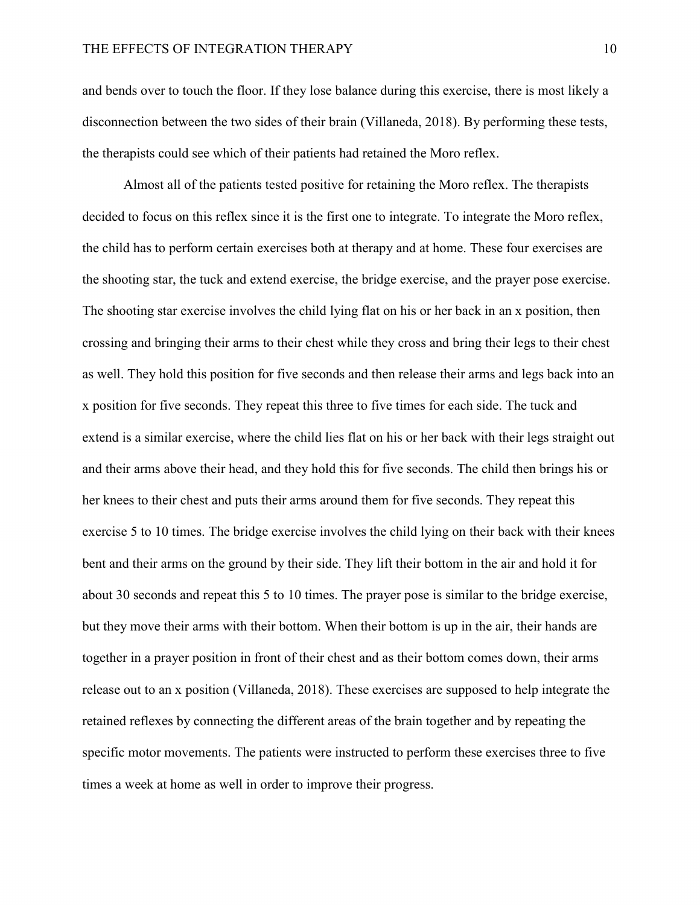and bends over to touch the floor. If they lose balance during this exercise, there is most likely a disconnection between the two sides of their brain (Villaneda, 2018). By performing these tests, the therapists could see which of their patients had retained the Moro reflex.

Almost all of the patients tested positive for retaining the Moro reflex. The therapists decided to focus on this reflex since it is the first one to integrate. To integrate the Moro reflex, the child has to perform certain exercises both at therapy and at home. These four exercises are the shooting star, the tuck and extend exercise, the bridge exercise, and the prayer pose exercise. The shooting star exercise involves the child lying flat on his or her back in an x position, then crossing and bringing their arms to their chest while they cross and bring their legs to their chest as well. They hold this position for five seconds and then release their arms and legs back into an x position for five seconds. They repeat this three to five times for each side. The tuck and extend is a similar exercise, where the child lies flat on his or her back with their legs straight out and their arms above their head, and they hold this for five seconds. The child then brings his or her knees to their chest and puts their arms around them for five seconds. They repeat this exercise 5 to 10 times. The bridge exercise involves the child lying on their back with their knees bent and their arms on the ground by their side. They lift their bottom in the air and hold it for about 30 seconds and repeat this 5 to 10 times. The prayer pose is similar to the bridge exercise, but they move their arms with their bottom. When their bottom is up in the air, their hands are together in a prayer position in front of their chest and as their bottom comes down, their arms release out to an x position (Villaneda, 2018). These exercises are supposed to help integrate the retained reflexes by connecting the different areas of the brain together and by repeating the specific motor movements. The patients were instructed to perform these exercises three to five times a week at home as well in order to improve their progress.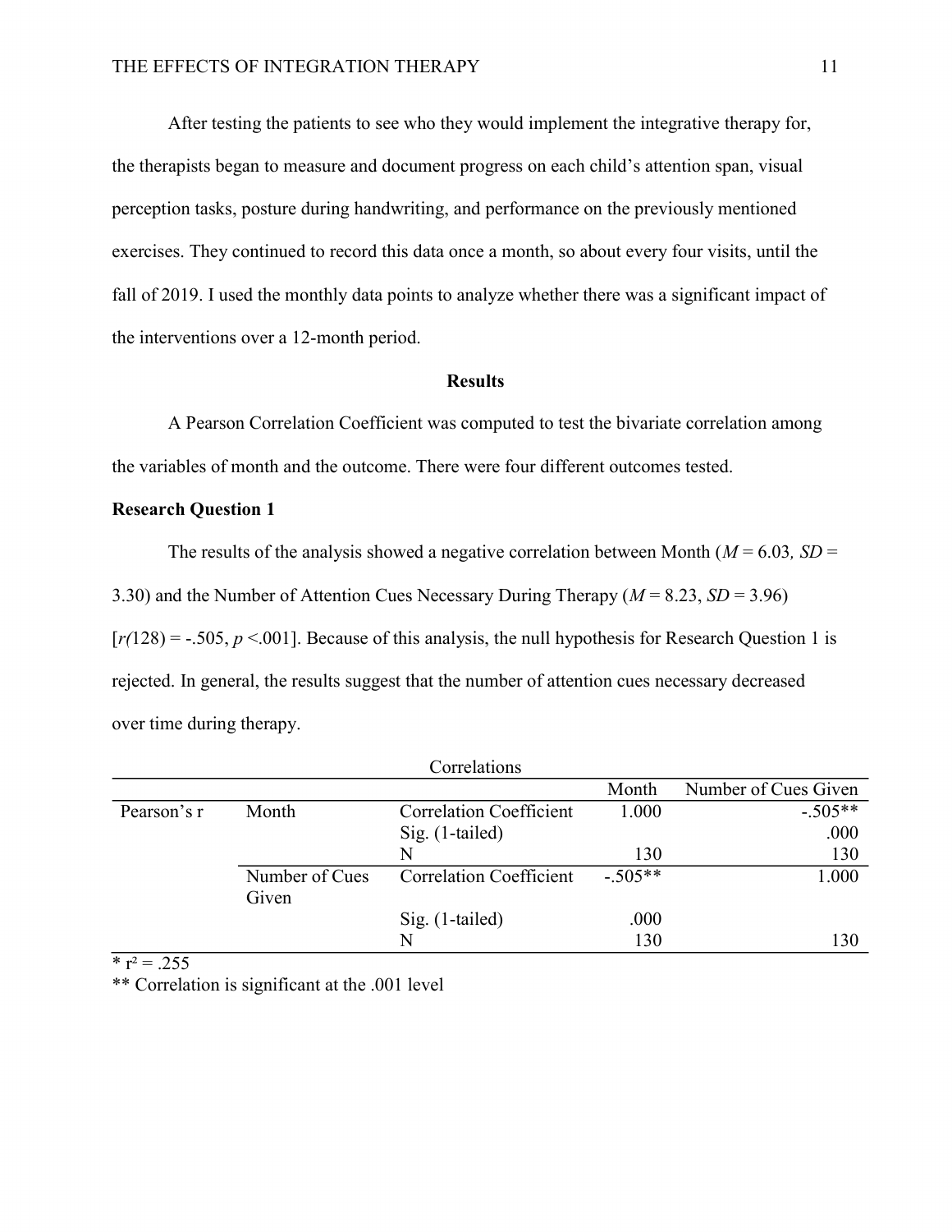After testing the patients to see who they would implement the integrative therapy for, the therapists began to measure and document progress on each child's attention span, visual perception tasks, posture during handwriting, and performance on the previously mentioned exercises. They continued to record this data once a month, so about every four visits, until the fall of 2019. I used the monthly data points to analyze whether there was a significant impact of the interventions over a 12-month period.

## Results

A Pearson Correlation Coefficient was computed to test the bivariate correlation among the variables of month and the outcome. There were four different outcomes tested.

### Research Question 1

The results of the analysis showed a negative correlation between Month ($M$ = 6.03*,* $SD$ = 3.30) and the Number of Attention Cues Necessary During Therapy ($M$ = 8.23, $SD$ = 3.96) [$r(128) = -.505$, $p < .001$]. Because of this analysis, the null hypothesis for Research Question 1 is rejected. In general, the results suggest that the number of attention cues necessary decreased over time during therapy.

Correlations

| | | | Month | Number of Cues Given |
|---|---|---|---|---|
| Pearson's r | Month | Correlation Coefficient | 1.000 | -.505** |
| | | Sig. (1-tailed) | | .000 |
| | | N | 130 | 130 |
| | Number of Cues Given | Correlation Coefficient | -.505** | 1.000 |
| | | Sig. (1-tailed) | .000 | |
| | | N | 130 | 130 |

* $r^2 = .255$

** Correlation is significant at the .001 level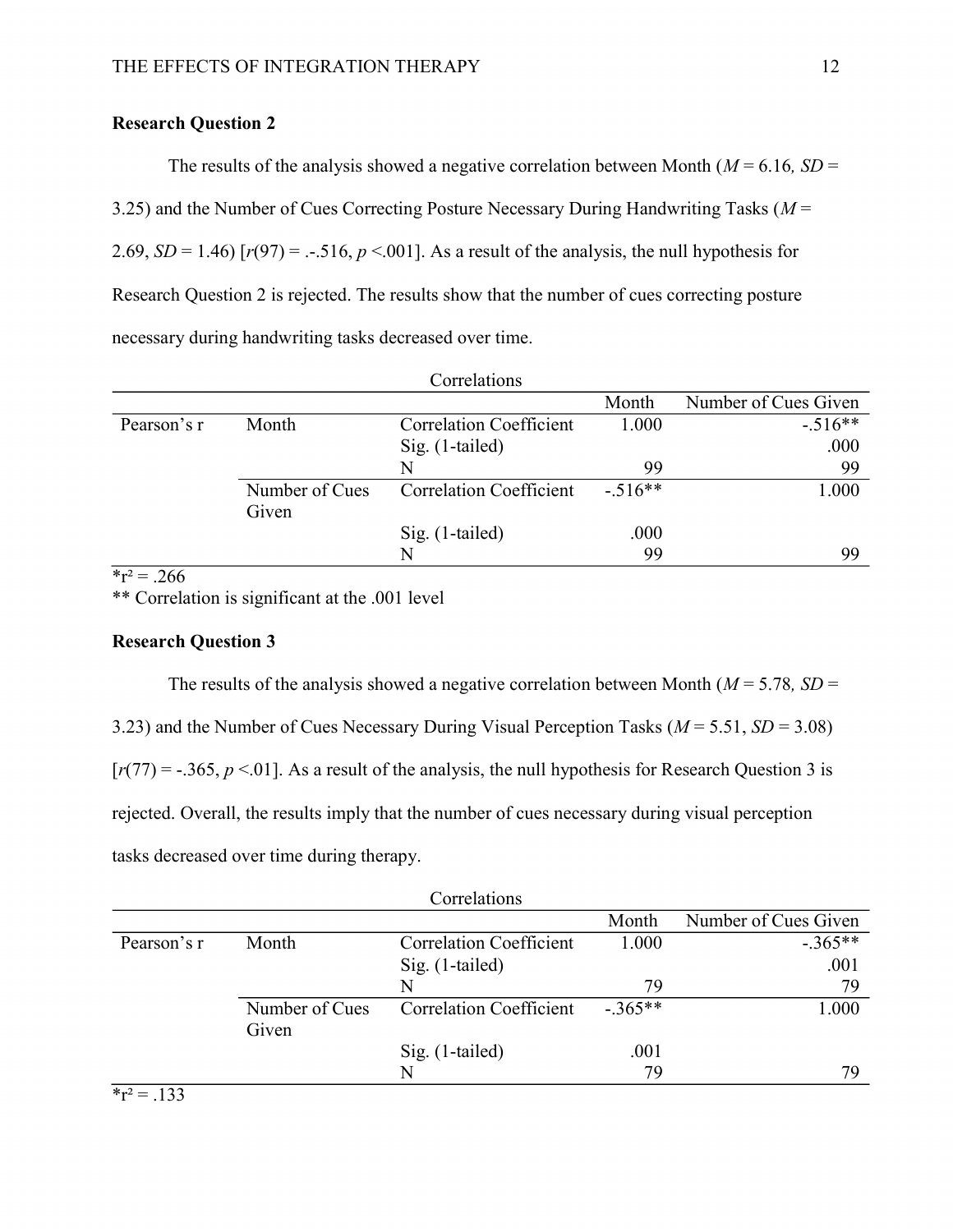### Research Question 2

The results of the analysis showed a negative correlation between Month (*M* = 6.16*, SD* = 3.25) and the Number of Cues Correcting Posture Necessary During Handwriting Tasks (*M* = 2.69, *SD* = 1.46) [$r(97) = .-.516$, $p < .001$]. As a result of the analysis, the null hypothesis for Research Question 2 is rejected. The results show that the number of cues correcting posture necessary during handwriting tasks decreased over time.

Correlations

| | | | Month | Number of Cues Given |
|---|---|---|---|---|
| Pearson's r | Month | Correlation Coefficient | 1.000 | -.516** |
| | | Sig. (1-tailed) | | .000 |
| | | N | 99 | 99 |
| | Number of Cues Given | Correlation Coefficient | -.516** | 1.000 |
| | | Sig. (1-tailed) | .000 | |
| | | N | 99 | 99 |

*$r^2 = .266$
** Correlation is significant at the .001 level

### Research Question 3

The results of the analysis showed a negative correlation between Month (*M* = 5.78*, SD* = 3.23) and the Number of Cues Necessary During Visual Perception Tasks (*M* = 5.51, *SD* = 3.08) [$r(77) = -.365$, $p < .01$]. As a result of the analysis, the null hypothesis for Research Question 3 is rejected. Overall, the results imply that the number of cues necessary during visual perception tasks decreased over time during therapy.

Correlations

| | | | Month | Number of Cues Given |
|---|---|---|---|---|
| Pearson's r | Month | Correlation Coefficient | 1.000 | -.365** |
| | | Sig. (1-tailed) | | .001 |
| | | N | 79 | 79 |
| | Number of Cues Given | Correlation Coefficient | -.365** | 1.000 |
| | | Sig. (1-tailed) | .001 | |
| | | N | 79 | 79 |

*$r^2 = .133$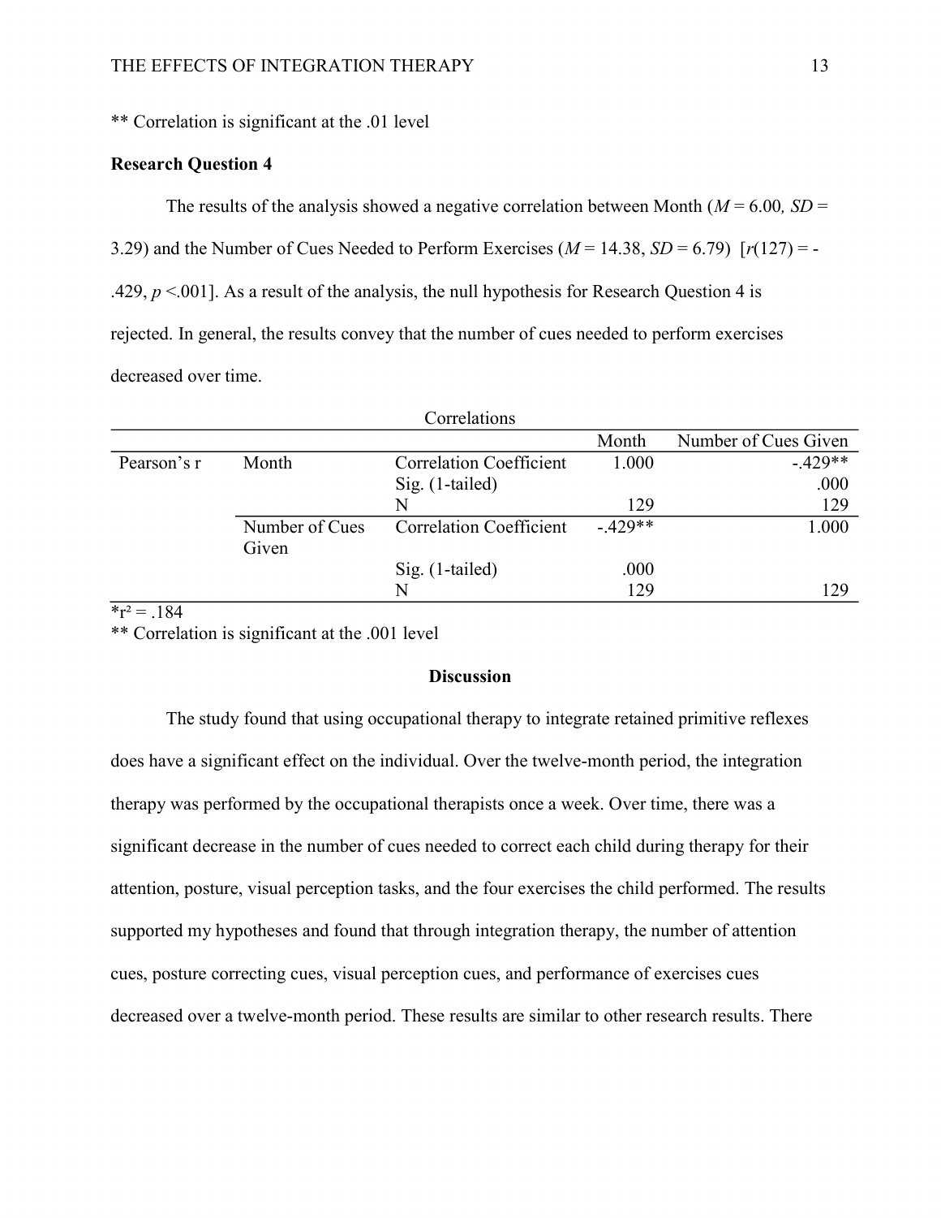** Correlation is significant at the .01 level

**Research Question 4**

The results of the analysis showed a negative correlation between Month ($M$ = 6.00, $SD$ = 3.29) and the Number of Cues Needed to Perform Exercises ($M$ = 14.38, $SD$ = 6.79) [$r(127) = -.429$, $p < .001$]. As a result of the analysis, the null hypothesis for Research Question 4 is rejected. In general, the results convey that the number of cues needed to perform exercises decreased over time.

Correlations

| | | | Month | Number of Cues Given |
|---|---|---|---|---|
| Pearson's r | Month | Correlation Coefficient | 1.000 | -.429** |
| | | Sig. (1-tailed) | | .000 |
| | | N | 129 | 129 |
| | Number of Cues Given | Correlation Coefficient | -.429** | 1.000 |
| | | Sig. (1-tailed) | .000 | |
| | | N | 129 | 129 |

*$r^2 = .184$

** Correlation is significant at the .001 level

## Discussion

The study found that using occupational therapy to integrate retained primitive reflexes does have a significant effect on the individual. Over the twelve-month period, the integration therapy was performed by the occupational therapists once a week. Over time, there was a significant decrease in the number of cues needed to correct each child during therapy for their attention, posture, visual perception tasks, and the four exercises the child performed. The results supported my hypotheses and found that through integration therapy, the number of attention cues, posture correcting cues, visual perception cues, and performance of exercises cues decreased over a twelve-month period. These results are similar to other research results. There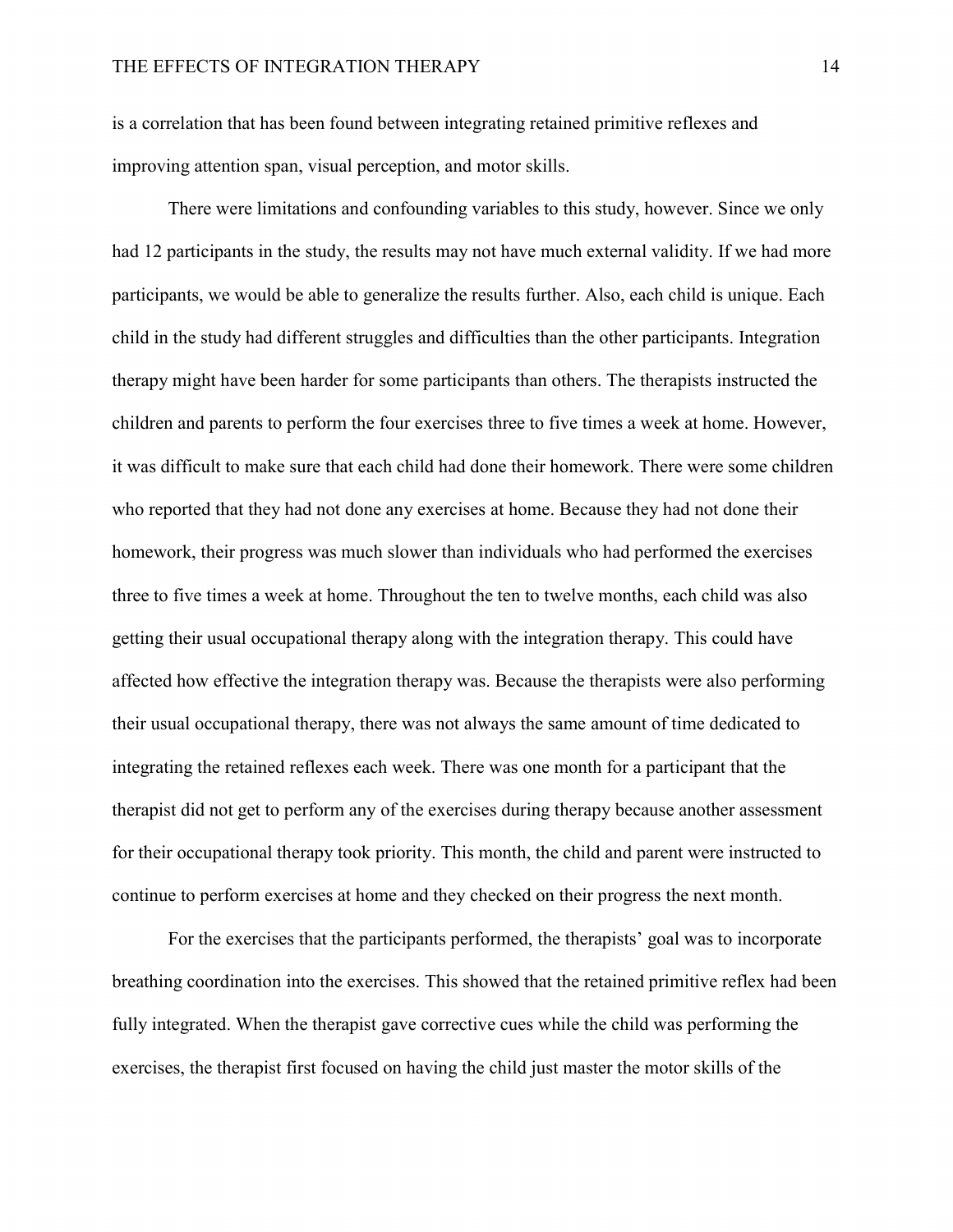is a correlation that has been found between integrating retained primitive reflexes and improving attention span, visual perception, and motor skills.

There were limitations and confounding variables to this study, however. Since we only had 12 participants in the study, the results may not have much external validity. If we had more participants, we would be able to generalize the results further. Also, each child is unique. Each child in the study had different struggles and difficulties than the other participants. Integration therapy might have been harder for some participants than others. The therapists instructed the children and parents to perform the four exercises three to five times a week at home. However, it was difficult to make sure that each child had done their homework. There were some children who reported that they had not done any exercises at home. Because they had not done their homework, their progress was much slower than individuals who had performed the exercises three to five times a week at home. Throughout the ten to twelve months, each child was also getting their usual occupational therapy along with the integration therapy. This could have affected how effective the integration therapy was. Because the therapists were also performing their usual occupational therapy, there was not always the same amount of time dedicated to integrating the retained reflexes each week. There was one month for a participant that the therapist did not get to perform any of the exercises during therapy because another assessment for their occupational therapy took priority. This month, the child and parent were instructed to continue to perform exercises at home and they checked on their progress the next month.

For the exercises that the participants performed, the therapists' goal was to incorporate breathing coordination into the exercises. This showed that the retained primitive reflex had been fully integrated. When the therapist gave corrective cues while the child was performing the exercises, the therapist first focused on having the child just master the motor skills of the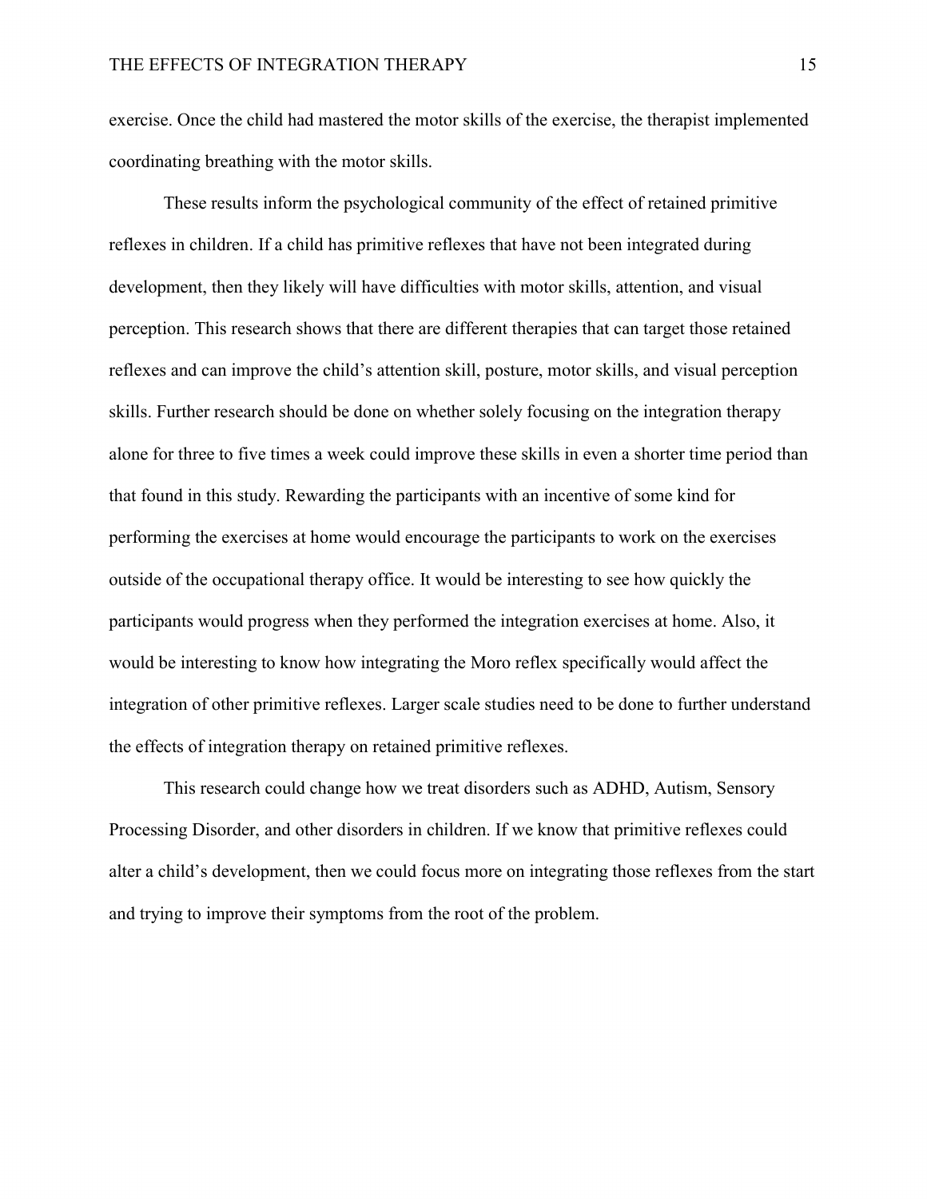exercise. Once the child had mastered the motor skills of the exercise, the therapist implemented coordinating breathing with the motor skills.

These results inform the psychological community of the effect of retained primitive reflexes in children. If a child has primitive reflexes that have not been integrated during development, then they likely will have difficulties with motor skills, attention, and visual perception. This research shows that there are different therapies that can target those retained reflexes and can improve the child's attention skill, posture, motor skills, and visual perception skills. Further research should be done on whether solely focusing on the integration therapy alone for three to five times a week could improve these skills in even a shorter time period than that found in this study. Rewarding the participants with an incentive of some kind for performing the exercises at home would encourage the participants to work on the exercises outside of the occupational therapy office. It would be interesting to see how quickly the participants would progress when they performed the integration exercises at home. Also, it would be interesting to know how integrating the Moro reflex specifically would affect the integration of other primitive reflexes. Larger scale studies need to be done to further understand the effects of integration therapy on retained primitive reflexes.

This research could change how we treat disorders such as ADHD, Autism, Sensory Processing Disorder, and other disorders in children. If we know that primitive reflexes could alter a child's development, then we could focus more on integrating those reflexes from the start and trying to improve their symptoms from the root of the problem.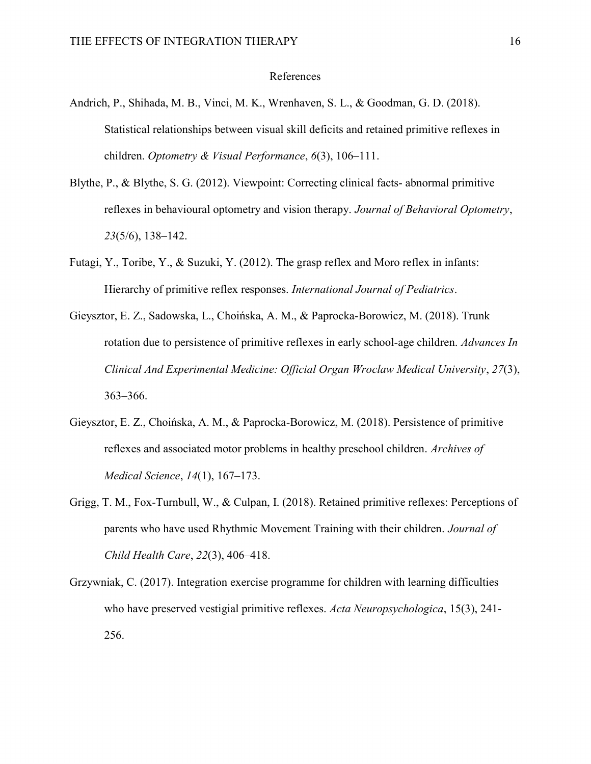# References

Andrich, P., Shihada, M. B., Vinci, M. K., Wrenhaven, S. L., & Goodman, G. D. (2018). Statistical relationships between visual skill deficits and retained primitive reflexes in children. *Optometry & Visual Performance*, *6*(3), 106–111.

Blythe, P., & Blythe, S. G. (2012). Viewpoint: Correcting clinical facts- abnormal primitive reflexes in behavioural optometry and vision therapy. *Journal of Behavioral Optometry*, *23*(5/6), 138–142.

Futagi, Y., Toribe, Y., & Suzuki, Y. (2012). The grasp reflex and Moro reflex in infants: Hierarchy of primitive reflex responses. *International Journal of Pediatrics*.

Gieysztor, E. Z., Sadowska, L., Choińska, A. M., & Paprocka-Borowicz, M. (2018). Trunk rotation due to persistence of primitive reflexes in early school-age children. *Advances In Clinical And Experimental Medicine: Official Organ Wroclaw Medical University*, *27*(3), 363–366.

Gieysztor, E. Z., Choińska, A. M., & Paprocka-Borowicz, M. (2018). Persistence of primitive reflexes and associated motor problems in healthy preschool children. *Archives of Medical Science*, *14*(1), 167–173.

Grigg, T. M., Fox-Turnbull, W., & Culpan, I. (2018). Retained primitive reflexes: Perceptions of parents who have used Rhythmic Movement Training with their children. *Journal of Child Health Care*, *22*(3), 406–418.

Grzywniak, C. (2017). Integration exercise programme for children with learning difficulties who have preserved vestigial primitive reflexes. *Acta Neuropsychologica*, 15(3), 241-256.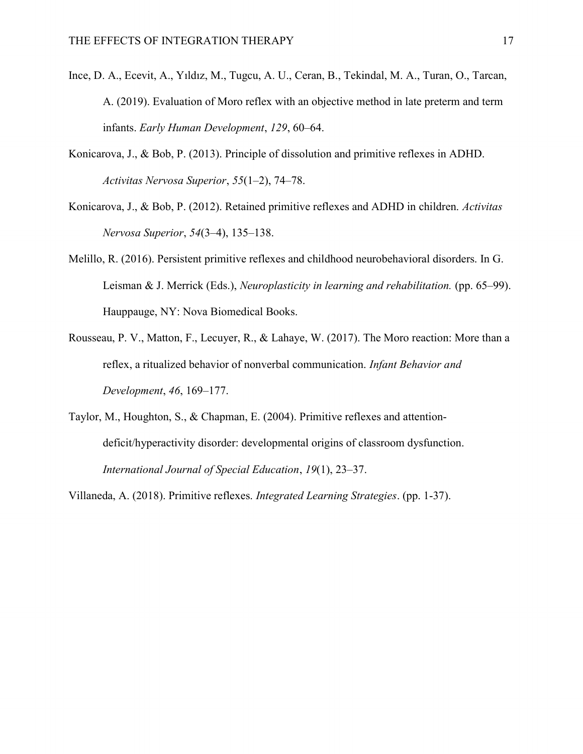Ince, D. A., Ecevit, A., Yıldız, M., Tugcu, A. U., Ceran, B., Tekindal, M. A., Turan, O., Tarcan, A. (2019). Evaluation of Moro reflex with an objective method in late preterm and term infants. *Early Human Development*, *129*, 60–64.

Konicarova, J., & Bob, P. (2013). Principle of dissolution and primitive reflexes in ADHD. *Activitas Nervosa Superior*, *55*(1–2), 74–78.

Konicarova, J., & Bob, P. (2012). Retained primitive reflexes and ADHD in children. *Activitas Nervosa Superior*, *54*(3–4), 135–138.

Melillo, R. (2016). Persistent primitive reflexes and childhood neurobehavioral disorders. In G. Leisman & J. Merrick (Eds.), *Neuroplasticity in learning and rehabilitation.* (pp. 65–99). Hauppauge, NY: Nova Biomedical Books.

Rousseau, P. V., Matton, F., Lecuyer, R., & Lahaye, W. (2017). The Moro reaction: More than a reflex, a ritualized behavior of nonverbal communication. *Infant Behavior and Development*, *46*, 169–177.

Taylor, M., Houghton, S., & Chapman, E. (2004). Primitive reflexes and attention-deficit/hyperactivity disorder: developmental origins of classroom dysfunction. *International Journal of Special Education*, *19*(1), 23–37.

Villaneda, A. (2018). Primitive reflexes. *Integrated Learning Strategies*. (pp. 1-37).